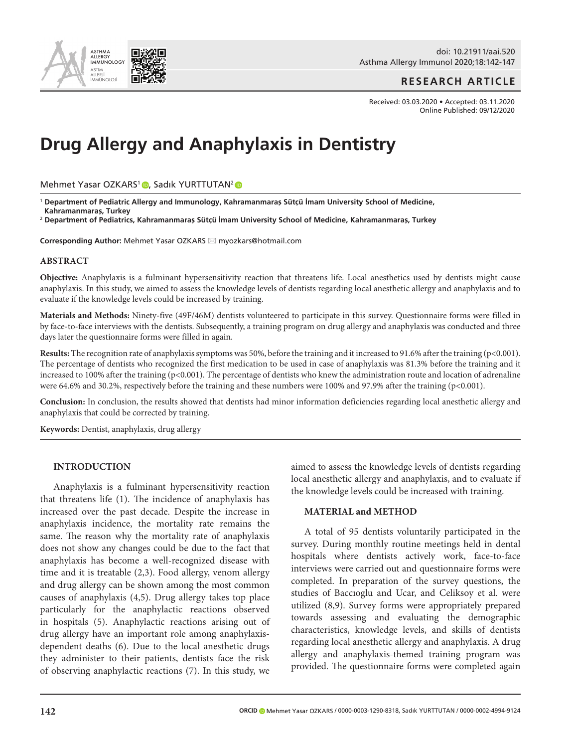RESEARCH ARTICLE

Received: 03.03.2020 • Accepted: 03.11.2020
Online Published: 09/12/2020

# Drug Allergy and Anaphylaxis in Dentistry

Mehmet Yasar OZKARS[1], Sadık YURTTUTAN[2]

[1] **Department of Pediatric Allergy and Immunology, Kahramanmaraş Sütçü İmam University School of Medicine, Kahramanmaraş, Turkey**

[2] **Department of Pediatrics, Kahramanmaraş Sütçü İmam University School of Medicine, Kahramanmaraş, Turkey**

**Corresponding Author:** Mehmet Yasar OZKARS ✉ myozkars@hotmail.com

## ABSTRACT

**Objective:** Anaphylaxis is a fulminant hypersensitivity reaction that threatens life. Local anesthetics used by dentists might cause anaphylaxis. In this study, we aimed to assess the knowledge levels of dentists regarding local anesthetic allergy and anaphylaxis and to evaluate if the knowledge levels could be increased by training.

**Materials and Methods:** Ninety-five (49F/46M) dentists volunteered to participate in this survey. Questionnaire forms were filled in by face-to-face interviews with the dentists. Subsequently, a training program on drug allergy and anaphylaxis was conducted and three days later the questionnaire forms were filled in again.

**Results:** The recognition rate of anaphylaxis symptoms was 50%, before the training and it increased to 91.6% after the training ($p<0.001$). The percentage of dentists who recognized the first medication to be used in case of anaphylaxis was 81.3% before the training and it increased to 100% after the training ($p<0.001$). The percentage of dentists who knew the administration route and location of adrenaline were 64.6% and 30.2%, respectively before the training and these numbers were 100% and 97.9% after the training ($p<0.001$).

**Conclusion:** In conclusion, the results showed that dentists had minor information deficiencies regarding local anesthetic allergy and anaphylaxis that could be corrected by training.

**Keywords:** Dentist, anaphylaxis, drug allergy

## INTRODUCTION

Anaphylaxis is a fulminant hypersensitivity reaction that threatens life (1). The incidence of anaphylaxis has increased over the past decade. Despite the increase in anaphylaxis incidence, the mortality rate remains the same. The reason why the mortality rate of anaphylaxis does not show any changes could be due to the fact that anaphylaxis has become a well-recognized disease with time and it is treatable (2,3). Food allergy, venom allergy and drug allergy can be shown among the most common causes of anaphylaxis (4,5). Drug allergy takes top place particularly for the anaphylactic reactions observed in hospitals (5). Anaphylactic reactions arising out of drug allergy have an important role among anaphylaxis-dependent deaths (6). Due to the local anesthetic drugs they administer to their patients, dentists face the risk of observing anaphylactic reactions (7). In this study, we aimed to assess the knowledge levels of dentists regarding local anesthetic allergy and anaphylaxis, and to evaluate if the knowledge levels could be increased with training.

## MATERIAL and METHOD

A total of 95 dentists voluntarily participated in the survey. During monthly routine meetings held in dental hospitals where dentists actively work, face-to-face interviews were carried out and questionnaire forms were completed. In preparation of the survey questions, the studies of Baccıoglu and Ucar, and Celiksoy et al. were utilized (8,9). Survey forms were appropriately prepared towards assessing and evaluating the demographic characteristics, knowledge levels, and skills of dentists regarding local anesthetic allergy and anaphylaxis. A drug allergy and anaphylaxis-themed training program was provided. The questionnaire forms were completed again

ORCID Mehmet Yasar OZKARS / 0000-0003-1290-8318, Sadık YURTTUTAN / 0000-0002-4994-9124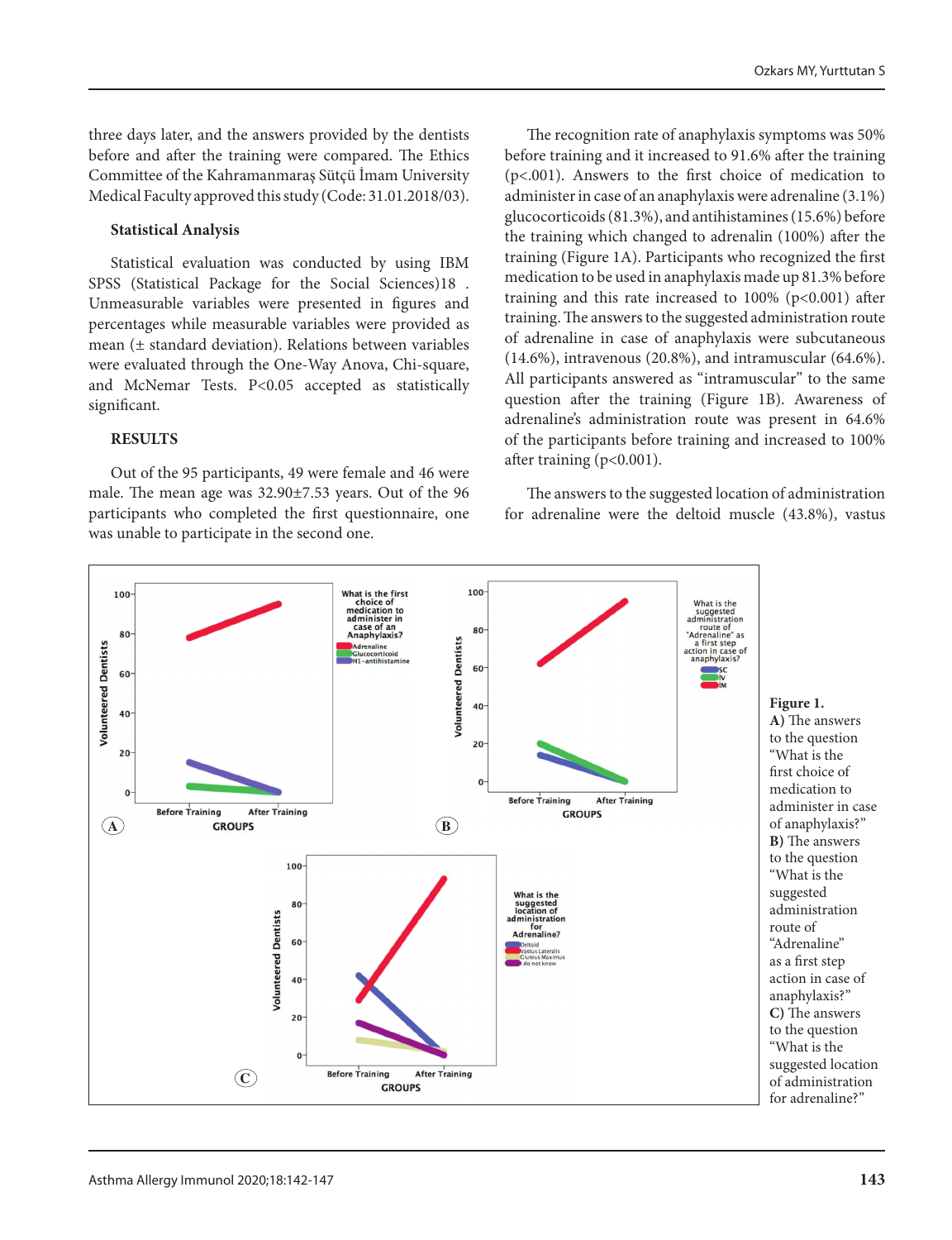three days later, and the answers provided by the dentists before and after the training were compared. The Ethics Committee of the Kahramanmaraş Sütçü İmam University Medical Faculty approved this study (Code: 31.01.2018/03).

### Statistical Analysis

Statistical evaluation was conducted by using IBM SPSS (Statistical Package for the Social Sciences)18 . Unmeasurable variables were presented in figures and percentages while measurable variables were provided as mean (± standard deviation). Relations between variables were evaluated through the One-Way Anova, Chi-square, and McNemar Tests. P<0.05 accepted as statistically significant.

## RESULTS

Out of the 95 participants, 49 were female and 46 were male. The mean age was 32.90±7.53 years. Out of the 96 participants who completed the first questionnaire, one was unable to participate in the second one.

The recognition rate of anaphylaxis symptoms was 50% before training and it increased to 91.6% after the training (p<.001). Answers to the first choice of medication to administer in case of an anaphylaxis were adrenaline (3.1%) glucocorticoids (81.3%), and antihistamines (15.6%) before the training which changed to adrenalin (100%) after the training (Figure 1A). Participants who recognized the first medication to be used in anaphylaxis made up 81.3% before training and this rate increased to 100% (p<0.001) after training. The answers to the suggested administration route of adrenaline in case of anaphylaxis were subcutaneous (14.6%), intravenous (20.8%), and intramuscular (64.6%). All participants answered as "intramuscular" to the same question after the training (Figure 1B). Awareness of adrenaline's administration route was present in 64.6% of the participants before training and increased to 100% after training (p<0.001).

The answers to the suggested location of administration for adrenaline were the deltoid muscle (43.8%), vastus

**Figure 1.**
**A)** The answers to the question "What is the first choice of medication to administer in case of anaphylaxis?"
**B)** The answers to the question "What is the suggested administration route of "Adrenaline" as a first step action in case of anaphylaxis?"
**C)** The answers to the question "What is the suggested location of administration for adrenaline?"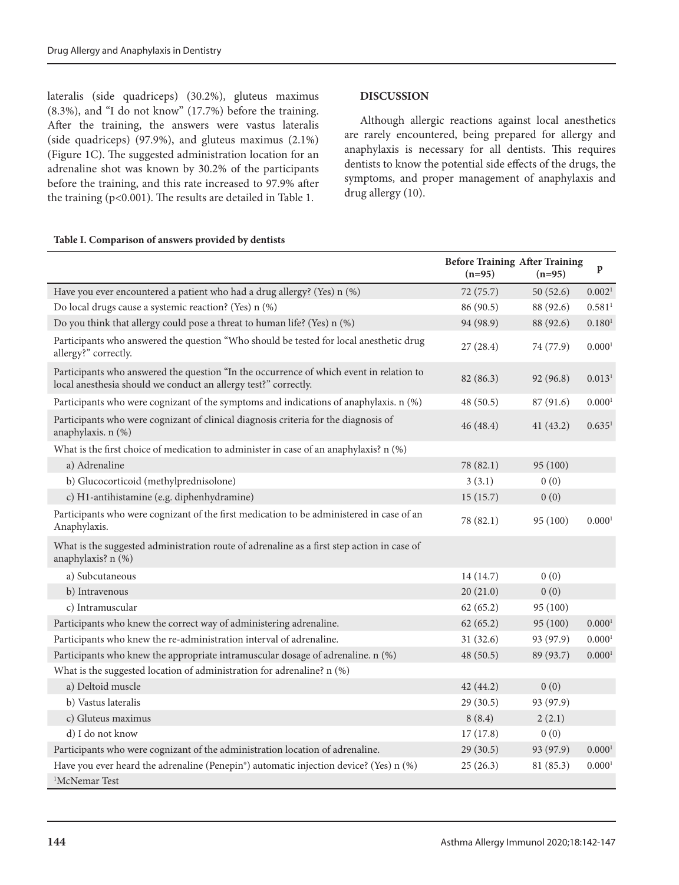lateralis (side quadriceps) (30.2%), gluteus maximus (8.3%), and "I do not know" (17.7%) before the training. After the training, the answers were vastus lateralis (side quadriceps) (97.9%), and gluteus maximus (2.1%) (Figure 1C). The suggested administration location for an adrenaline shot was known by 30.2% of the participants before the training, and this rate increased to 97.9% after the training (p<0.001). The results are detailed in Table 1.

## DISCUSSION

Although allergic reactions against local anesthetics are rarely encountered, being prepared for allergy and anaphylaxis is necessary for all dentists. This requires dentists to know the potential side effects of the drugs, the symptoms, and proper management of anaphylaxis and drug allergy (10).

**Table I. Comparison of answers provided by dentists**

| | Before Training (n=95) | After Training (n=95) | p |
|---|---|---|---|
| Have you ever encountered a patient who had a drug allergy? (Yes) n (%) | 72 (75.7) | 50 (52.6) | 0.002[1] |
| Do local drugs cause a systemic reaction? (Yes) n (%) | 86 (90.5) | 88 (92.6) | 0.581[1] |
| Do you think that allergy could pose a threat to human life? (Yes) n (%) | 94 (98.9) | 88 (92.6) | 0.180[1] |
| Participants who answered the question "Who should be tested for local anesthetic drug allergy?" correctly. | 27 (28.4) | 74 (77.9) | 0.000[1] |
| Participants who answered the question "In the occurrence of which event in relation to local anesthesia should we conduct an allergy test?" correctly. | 82 (86.3) | 92 (96.8) | 0.013[1] |
| Participants who were cognizant of the symptoms and indications of anaphylaxis. n (%) | 48 (50.5) | 87 (91.6) | 0.000[1] |
| Participants who were cognizant of clinical diagnosis criteria for the diagnosis of anaphylaxis. n (%) | 46 (48.4) | 41 (43.2) | 0.635[1] |
| What is the first choice of medication to administer in case of an anaphylaxis? n (%) | | | |
| a) Adrenaline | 78 (82.1) | 95 (100) | |
| b) Glucocorticoid (methylprednisolone) | 3 (3.1) | 0 (0) | |
| c) H1-antihistamine (e.g. diphenhydramine) | 15 (15.7) | 0 (0) | |
| Participants who were cognizant of the first medication to be administered in case of an Anaphylaxis. | 78 (82.1) | 95 (100) | 0.000[1] |
| What is the suggested administration route of adrenaline as a first step action in case of anaphylaxis? n (%) | | | |
| a) Subcutaneous | 14 (14.7) | 0 (0) | |
| b) Intravenous | 20 (21.0) | 0 (0) | |
| c) Intramuscular | 62 (65.2) | 95 (100) | |
| Participants who knew the correct way of administering adrenaline. | 62 (65.2) | 95 (100) | 0.000[1] |
| Participants who knew the re-administration interval of adrenaline. | 31 (32.6) | 93 (97.9) | 0.000[1] |
| Participants who knew the appropriate intramuscular dosage of adrenaline. n (%) | 48 (50.5) | 89 (93.7) | 0.000[1] |
| What is the suggested location of administration for adrenaline? n (%) | | | |
| a) Deltoid muscle | 42 (44.2) | 0 (0) | |
| b) Vastus lateralis | 29 (30.5) | 93 (97.9) | |
| c) Gluteus maximus | 8 (8.4) | 2 (2.1) | |
| d) I do not know | 17 (17.8) | 0 (0) | |
| Participants who were cognizant of the administration location of adrenaline. | 29 (30.5) | 93 (97.9) | 0.000[1] |
| Have you ever heard the adrenaline (Penepin®) automatic injection device? (Yes) n (%) | 25 (26.3) | 81 (85.3) | 0.000[1] |

[1]McNemar Test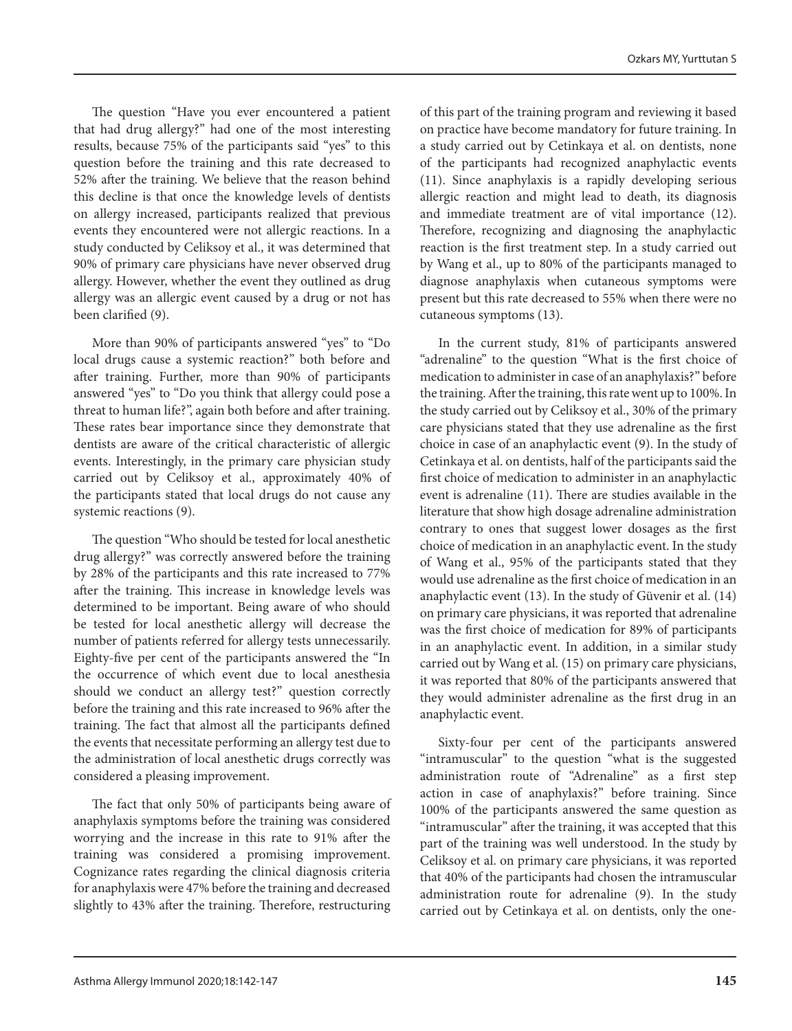The question "Have you ever encountered a patient that had drug allergy?" had one of the most interesting results, because 75% of the participants said "yes" to this question before the training and this rate decreased to 52% after the training. We believe that the reason behind this decline is that once the knowledge levels of dentists on allergy increased, participants realized that previous events they encountered were not allergic reactions. In a study conducted by Celiksoy et al., it was determined that 90% of primary care physicians have never observed drug allergy. However, whether the event they outlined as drug allergy was an allergic event caused by a drug or not has been clarified (9).

More than 90% of participants answered "yes" to "Do local drugs cause a systemic reaction?" both before and after training. Further, more than 90% of participants answered "yes" to "Do you think that allergy could pose a threat to human life?", again both before and after training. These rates bear importance since they demonstrate that dentists are aware of the critical characteristic of allergic events. Interestingly, in the primary care physician study carried out by Celiksoy et al., approximately 40% of the participants stated that local drugs do not cause any systemic reactions (9).

The question "Who should be tested for local anesthetic drug allergy?" was correctly answered before the training by 28% of the participants and this rate increased to 77% after the training. This increase in knowledge levels was determined to be important. Being aware of who should be tested for local anesthetic allergy will decrease the number of patients referred for allergy tests unnecessarily. Eighty-five per cent of the participants answered the "In the occurrence of which event due to local anesthesia should we conduct an allergy test?" question correctly before the training and this rate increased to 96% after the training. The fact that almost all the participants defined the events that necessitate performing an allergy test due to the administration of local anesthetic drugs correctly was considered a pleasing improvement.

The fact that only 50% of participants being aware of anaphylaxis symptoms before the training was considered worrying and the increase in this rate to 91% after the training was considered a promising improvement. Cognizance rates regarding the clinical diagnosis criteria for anaphylaxis were 47% before the training and decreased slightly to 43% after the training. Therefore, restructuring of this part of the training program and reviewing it based on practice have become mandatory for future training. In a study carried out by Cetinkaya et al. on dentists, none of the participants had recognized anaphylactic events (11). Since anaphylaxis is a rapidly developing serious allergic reaction and might lead to death, its diagnosis and immediate treatment are of vital importance (12). Therefore, recognizing and diagnosing the anaphylactic reaction is the first treatment step. In a study carried out by Wang et al., up to 80% of the participants managed to diagnose anaphylaxis when cutaneous symptoms were present but this rate decreased to 55% when there were no cutaneous symptoms (13).

In the current study, 81% of participants answered "adrenaline" to the question "What is the first choice of medication to administer in case of an anaphylaxis?" before the training. After the training, this rate went up to 100%. In the study carried out by Celiksoy et al., 30% of the primary care physicians stated that they use adrenaline as the first choice in case of an anaphylactic event (9). In the study of Cetinkaya et al. on dentists, half of the participants said the first choice of medication to administer in an anaphylactic event is adrenaline (11). There are studies available in the literature that show high dosage adrenaline administration contrary to ones that suggest lower dosages as the first choice of medication in an anaphylactic event. In the study of Wang et al., 95% of the participants stated that they would use adrenaline as the first choice of medication in an anaphylactic event (13). In the study of Güvenir et al. (14) on primary care physicians, it was reported that adrenaline was the first choice of medication for 89% of participants in an anaphylactic event. In addition, in a similar study carried out by Wang et al. (15) on primary care physicians, it was reported that 80% of the participants answered that they would administer adrenaline as the first drug in an anaphylactic event.

Sixty-four per cent of the participants answered "intramuscular" to the question "what is the suggested administration route of "Adrenaline" as a first step action in case of anaphylaxis?" before training. Since 100% of the participants answered the same question as "intramuscular" after the training, it was accepted that this part of the training was well understood. In the study by Celiksoy et al. on primary care physicians, it was reported that 40% of the participants had chosen the intramuscular administration route for adrenaline (9). In the study carried out by Cetinkaya et al. on dentists, only the one-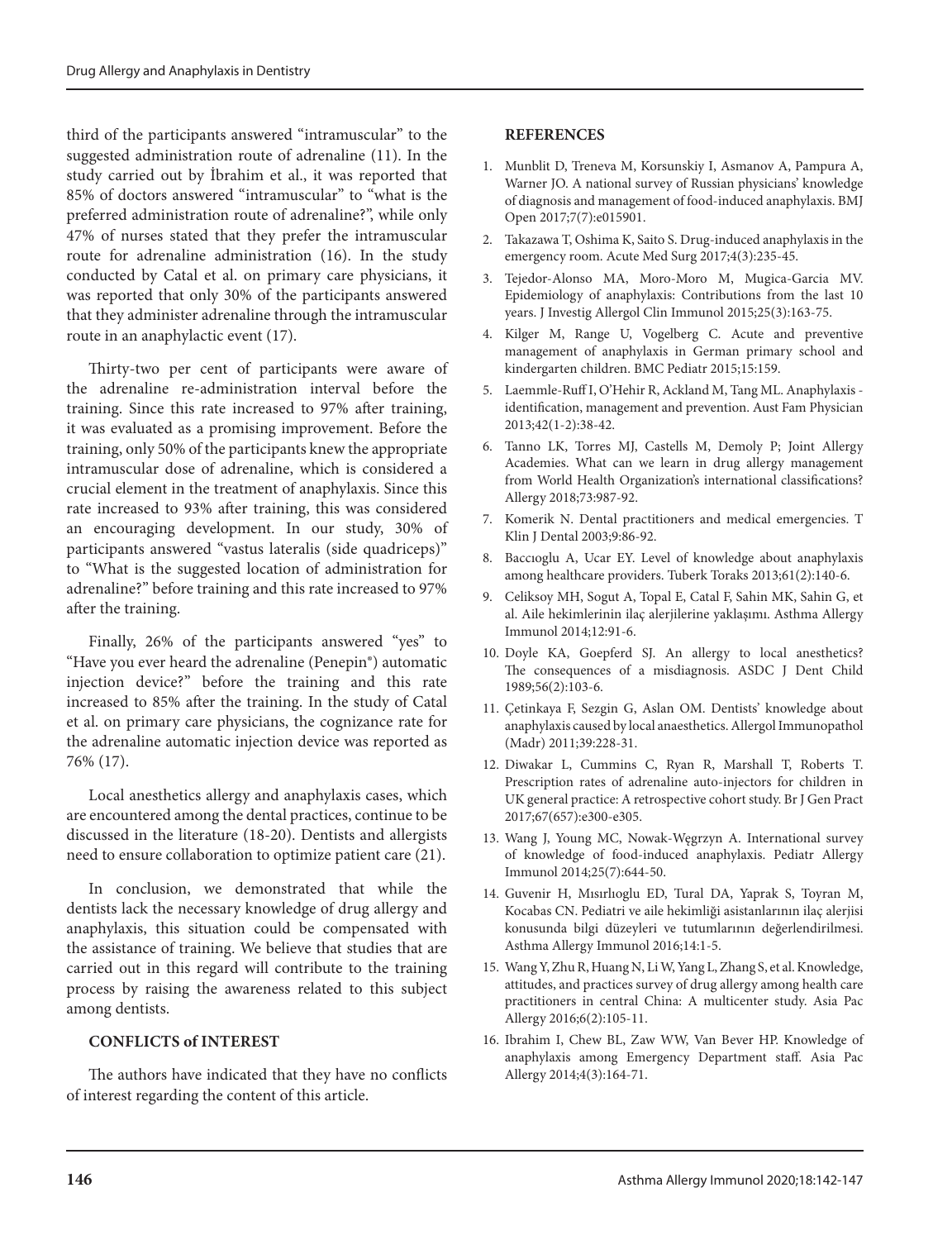third of the participants answered “intramuscular” to the suggested administration route of adrenaline (11). In the study carried out by İbrahim et al., it was reported that 85% of doctors answered “intramuscular” to “what is the preferred administration route of adrenaline?”, while only 47% of nurses stated that they prefer the intramuscular route for adrenaline administration (16). In the study conducted by Catal et al. on primary care physicians, it was reported that only 30% of the participants answered that they administer adrenaline through the intramuscular route in an anaphylactic event (17).

Thirty-two per cent of participants were aware of the adrenaline re-administration interval before the training. Since this rate increased to 97% after training, it was evaluated as a promising improvement. Before the training, only 50% of the participants knew the appropriate intramuscular dose of adrenaline, which is considered a crucial element in the treatment of anaphylaxis. Since this rate increased to 93% after training, this was considered an encouraging development. In our study, 30% of participants answered “vastus lateralis (side quadriceps)” to “What is the suggested location of administration for adrenaline?” before training and this rate increased to 97% after the training.

Finally, 26% of the participants answered “yes” to “Have you ever heard the adrenaline (Penepin®) automatic injection device?” before the training and this rate increased to 85% after the training. In the study of Catal et al. on primary care physicians, the cognizance rate for the adrenaline automatic injection device was reported as 76% (17).

Local anesthetics allergy and anaphylaxis cases, which are encountered among the dental practices, continue to be discussed in the literature (18-20). Dentists and allergists need to ensure collaboration to optimize patient care (21).

In conclusion, we demonstrated that while the dentists lack the necessary knowledge of drug allergy and anaphylaxis, this situation could be compensated with the assistance of training. We believe that studies that are carried out in this regard will contribute to the training process by raising the awareness related to this subject among dentists.

## CONFLICTS of INTEREST

The authors have indicated that they have no conflicts of interest regarding the content of this article.

## REFERENCES

1. Munblit D, Treneva M, Korsunskiy I, Asmanov A, Pampura A, Warner JO. A national survey of Russian physicians’ knowledge of diagnosis and management of food-induced anaphylaxis. BMJ Open 2017;7(7):e015901.
2. Takazawa T, Oshima K, Saito S. Drug-induced anaphylaxis in the emergency room. Acute Med Surg 2017;4(3):235-45.
3. Tejedor-Alonso MA, Moro-Moro M, Mugica-Garcia MV. Epidemiology of anaphylaxis: Contributions from the last 10 years. J Investig Allergol Clin Immunol 2015;25(3):163-75.
4. Kilger M, Range U, Vogelberg C. Acute and preventive management of anaphylaxis in German primary school and kindergarten children. BMC Pediatr 2015;15:159.
5. Laemmle-Ruff I, O’Hehir R, Ackland M, Tang ML. Anaphylaxis - identification, management and prevention. Aust Fam Physician 2013;42(1-2):38-42.
6. Tanno LK, Torres MJ, Castells M, Demoly P; Joint Allergy Academies. What can we learn in drug allergy management from World Health Organization’s international classifications? Allergy 2018;73:987-92.
7. Komerik N. Dental practitioners and medical emergencies. T Klin J Dental 2003;9:86-92.
8. Baccıoglu A, Ucar EY. Level of knowledge about anaphylaxis among healthcare providers. Tuberk Toraks 2013;61(2):140-6.
9. Celiksoy MH, Sogut A, Topal E, Catal F, Sahin MK, Sahin G, et al. Aile hekimlerinin ilaç alerjilerine yaklaşımı. Asthma Allergy Immunol 2014;12:91-6.
10. Doyle KA, Goepferd SJ. An allergy to local anesthetics? The consequences of a misdiagnosis. ASDC J Dent Child 1989;56(2):103-6.
11. Çetinkaya F, Sezgin G, Aslan OM. Dentists’ knowledge about anaphylaxis caused by local anaesthetics. Allergol Immunopathol (Madr) 2011;39:228-31.
12. Diwakar L, Cummins C, Ryan R, Marshall T, Roberts T. Prescription rates of adrenaline auto-injectors for children in UK general practice: A retrospective cohort study. Br J Gen Pract 2017;67(657):e300-e305.
13. Wang J, Young MC, Nowak-Węgrzyn A. International survey of knowledge of food-induced anaphylaxis. Pediatr Allergy Immunol 2014;25(7):644-50.
14. Guvenir H, Mısırlıoglu ED, Tural DA, Yaprak S, Toyran M, Kocabas CN. Pediatri ve aile hekimliği asistanlarının ilaç alerjisi konusunda bilgi düzeyleri ve tutumlarının değerlendirilmesi. Asthma Allergy Immunol 2016;14:1-5.
15. Wang Y, Zhu R, Huang N, Li W, Yang L, Zhang S, et al. Knowledge, attitudes, and practices survey of drug allergy among health care practitioners in central China: A multicenter study. Asia Pac Allergy 2016;6(2):105-11.
16. Ibrahim I, Chew BL, Zaw WW, Van Bever HP. Knowledge of anaphylaxis among Emergency Department staff. Asia Pac Allergy 2014;4(3):164-71.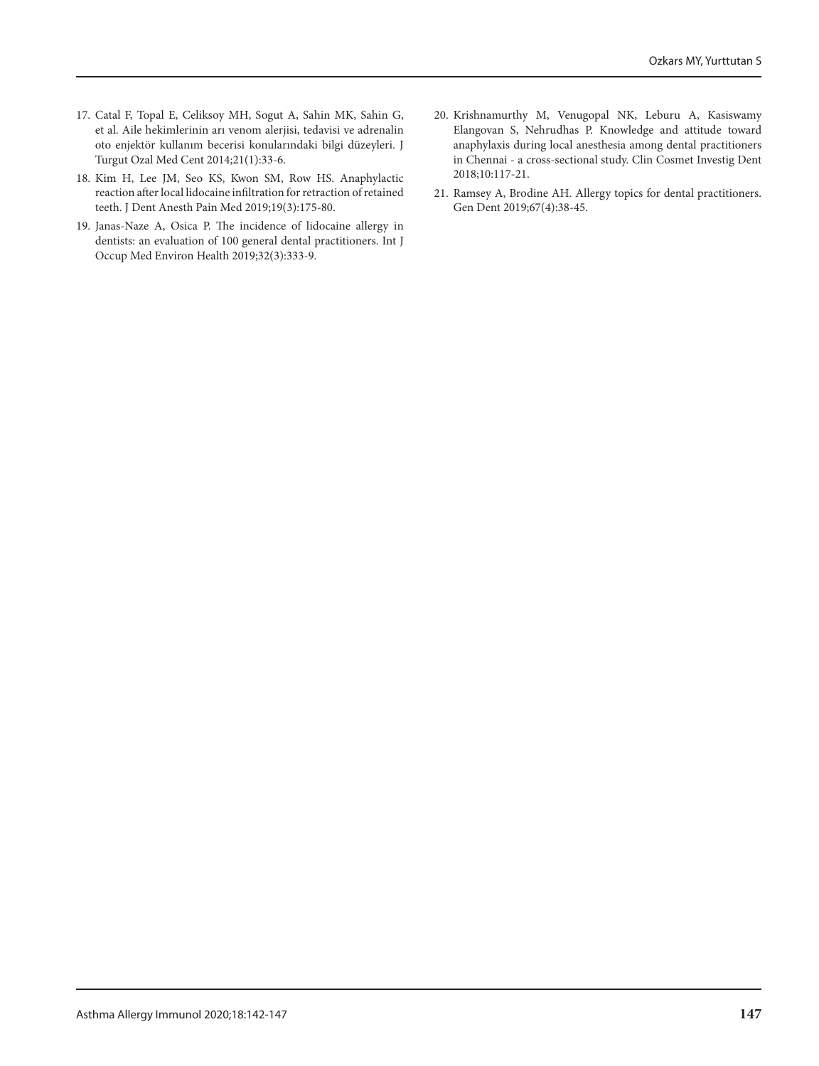17. Catal F, Topal E, Celiksoy MH, Sogut A, Sahin MK, Sahin G, et al. Aile hekimlerinin arı venom alerjisi, tedavisi ve adrenalin oto enjektör kullanım becerisi konularındaki bilgi düzeyleri. J Turgut Ozal Med Cent 2014;21(1):33-6.
18. Kim H, Lee JM, Seo KS, Kwon SM, Row HS. Anaphylactic reaction after local lidocaine infiltration for retraction of retained teeth. J Dent Anesth Pain Med 2019;19(3):175-80.
19. Janas-Naze A, Osica P. The incidence of lidocaine allergy in dentists: an evaluation of 100 general dental practitioners. Int J Occup Med Environ Health 2019;32(3):333-9.
20. Krishnamurthy M, Venugopal NK, Leburu A, Kasiswamy Elangovan S, Nehrudhas P. Knowledge and attitude toward anaphylaxis during local anesthesia among dental practitioners in Chennai - a cross-sectional study. Clin Cosmet Investig Dent 2018;10:117-21.
21. Ramsey A, Brodine AH. Allergy topics for dental practitioners. Gen Dent 2019;67(4):38-45.